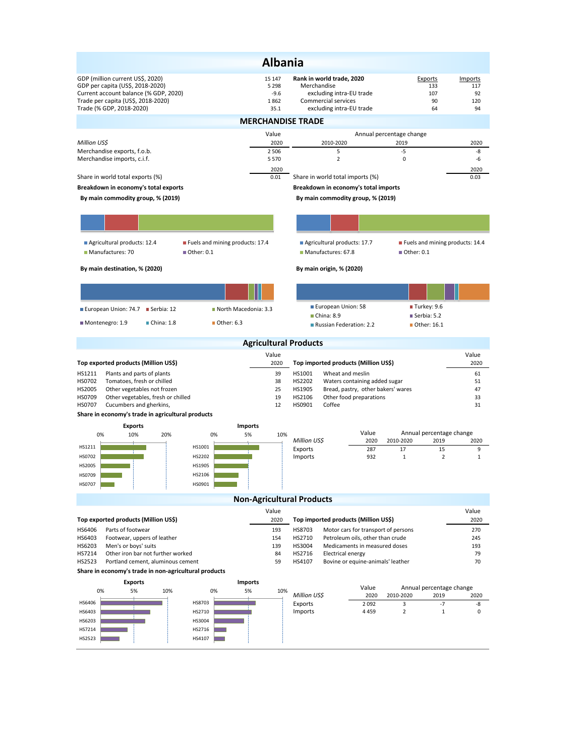# Albania

| | | Rank in world trade, 2020 | Exports | Imports |
|---|---|---|---|---|
| GDP (million current US$, 2020) | 15 147 | Merchandise | 133 | 117 |
| GDP per capita (US$, 2018-2020) | 5 298 | excluding intra-EU trade | 107 | 92 |
| Current account balance (% GDP, 2020) | -9.6 | Commercial services | 90 | 120 |
| Trade per capita (US$, 2018-2020) | 1 862 | excluding intra-EU trade | 64 | 94 |
| Trade (% GDP, 2018-2020) | 35.1 | | | |

## MERCHANDISE TRADE

| *Million US$* | Value 2020 | Annual percentage change 2010-2020 | 2019 | 2020 |
|---|---|---|---|---|
| Merchandise exports, f.o.b. | 2 506 | 5 | -5 | -8 |
| Merchandise imports, c.i.f. | 5 570 | 2 | 0 | -6 |

| | 2020 |
|---|---|
| Share in world total exports (%) | 0.01 |
| Share in world total imports (%) | 0.03 |

**Breakdown in economy's total exports**

**By main commodity group, % (2019)**

- Agricultural products: 12.4
- Fuels and mining products: 17.4
- Manufactures: 70
- Other: 0.1

**By main destination, % (2020)**

- European Union: 74.7
- Serbia: 12
- North Macedonia: 3.3
- Montenegro: 1.9
- China: 1.8
- Other: 6.3

**Breakdown in economy's total imports**

**By main commodity group, % (2019)**

- Agricultural products: 17.7
- Fuels and mining products: 14.4
- Manufactures: 67.8
- Other: 0.1

**By main origin, % (2020)**

- European Union: 58
- Turkey: 9.6
- China: 8.9
- Serbia: 5.2
- Russian Federation: 2.2
- Other: 16.1

## Agricultural Products

| Top exported products (Million US$) | | Value 2020 |
|---|---|---|
| HS1211 | Plants and parts of plants | 39 |
| HS0702 | Tomatoes, fresh or chilled | 38 |
| HS2005 | Other vegetables not frozen | 25 |
| HS0709 | Other vegetables, fresh or chilled | 19 |
| HS0707 | Cucumbers and gherkins, | 12 |

| Top imported products (Million US$) | | Value 2020 |
|---|---|---|
| HS1001 | Wheat and meslin | 61 |
| HS2202 | Waters containing added sugar | 51 |
| HS1905 | Bread, pastry, other bakers' wares | 47 |
| HS2106 | Other food preparations | 33 |
| HS0901 | Coffee | 31 |

**Share in economy's trade in agricultural products**

| *Million US$* | Value 2020 | Annual percentage change 2010-2020 | 2019 | 2020 |
|---|---|---|---|---|
| Exports | 287 | 17 | 15 | 9 |
| Imports | 932 | 1 | 2 | 1 |

## Non-Agricultural Products

| Top exported products (Million US$) | | Value 2020 |
|---|---|---|
| HS6406 | Parts of footwear | 193 |
| HS6403 | Footwear, uppers of leather | 154 |
| HS6203 | Men's or boys' suits | 139 |
| HS7214 | Other iron bar not further worked | 84 |
| HS2523 | Portland cement, aluminous cement | 59 |

| Top imported products (Million US$) | | Value 2020 |
|---|---|---|
| HS8703 | Motor cars for transport of persons | 270 |
| HS2710 | Petroleum oils, other than crude | 245 |
| HS3004 | Medicaments in measured doses | 193 |
| HS2716 | Electrical energy | 79 |
| HS4107 | Bovine or equine-animals' leather | 70 |

**Share in economy's trade in non-agricultural products**

| *Million US$* | Value 2020 | Annual percentage change 2010-2020 | 2019 | 2020 |
|---|---|---|---|---|
| Exports | 2 092 | 3 | -7 | -8 |
| Imports | 4 459 | 2 | 1 | 0 |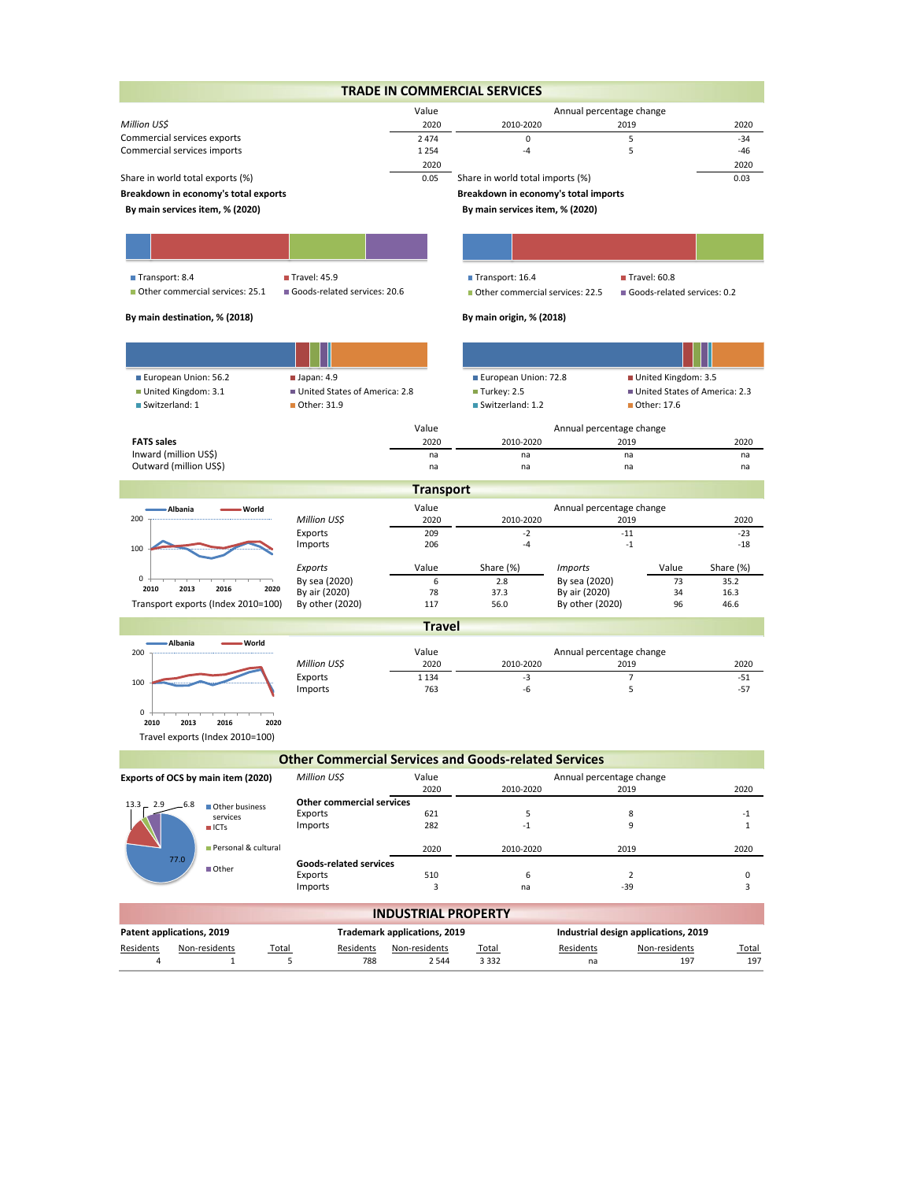## TRADE IN COMMERCIAL SERVICES

| *Million US$* | Value 2020 | Annual percentage change 2010-2020 | 2019 | 2020 |
|---|---|---|---|---|
| Commercial services exports | 2 474 | 0 | 5 | -34 |
| Commercial services imports | 1 254 | -4 | 5 | -46 |

| | 2020 | | 2020 |
|---|---|---|---|
| Share in world total exports (%) | 0.05 | Share in world total imports (%) | 0.03 |

**Breakdown in economy's total exports**

**By main services item, % (2020)**

Transport: 8.4
Travel: 45.9
Other commercial services: 25.1
Goods-related services: 20.6

**Breakdown in economy's total imports**

**By main services item, % (2020)**

Transport: 16.4
Travel: 60.8
Other commercial services: 22.5
Goods-related services: 0.2

**By main destination, % (2018)**

European Union: 56.2
Japan: 4.9
United Kingdom: 3.1
United States of America: 2.8
Switzerland: 1
Other: 31.9

**By main origin, % (2018)**

European Union: 72.8
United Kingdom: 3.5
Turkey: 2.5
United States of America: 2.3
Switzerland: 1.2
Other: 17.6

| **FATS sales** | Value 2020 | Annual percentage change 2010-2020 | 2019 | 2020 |
|---|---|---|---|---|
| Inward (million US$) | na | na | na | na |
| Outward (million US$) | na | na | na | na |

## Transport

Albania
World
200
100
0
2010
2013
2016
2020
Transport exports (Index 2010=100)

| *Million US$* | Value 2020 | Annual percentage change 2010-2020 | 2019 | 2020 |
|---|---|---|---|---|
| Exports | 209 | -2 | -11 | -23 |
| Imports | 206 | -4 | -1 | -18 |

| *Exports* | Value | Share (%) | *Imports* | Value | Share (%) |
|---|---|---|---|---|---|
| By sea (2020) | 6 | 2.8 | By sea (2020) | 73 | 35.2 |
| By air (2020) | 78 | 37.3 | By air (2020) | 34 | 16.3 |
| By other (2020) | 117 | 56.0 | By other (2020) | 96 | 46.6 |

## Travel

Albania
World
200
100
0
2010
2013
2016
2020
Travel exports (Index 2010=100)

| *Million US$* | Value 2020 | Annual percentage change 2010-2020 | 2019 | 2020 |
|---|---|---|---|---|
| Exports | 1 134 | -3 | 7 | -51 |
| Imports | 763 | -6 | 5 | -57 |

## Other Commercial Services and Goods-related Services

**Exports of OCS by main item (2020)**

13.3
2.9
6.8
77.0
Other business services
ICTs
Personal & cultural
Other

| *Million US$* | Value 2020 | Annual percentage change 2010-2020 | 2019 | 2020 |
|---|---|---|---|---|
| **Other commercial services** | | | | |
| Exports | 621 | 5 | 8 | -1 |
| Imports | 282 | -1 | 9 | 1 |
| | 2020 | 2010-2020 | 2019 | 2020 |
| **Goods-related services** | | | | |
| Exports | 510 | 6 | 2 | 0 |
| Imports | 3 | na | -39 | 3 |

## INDUSTRIAL PROPERTY

| Patent applications, 2019 | | | Trademark applications, 2019 | | | Industrial design applications, 2019 | | |
|---|---|---|---|---|---|---|---|---|
| Residents | Non-residents | Total | Residents | Non-residents | Total | Residents | Non-residents | Total |
| 4 | 1 | 5 | 788 | 2 544 | 3 332 | na | 197 | 197 |